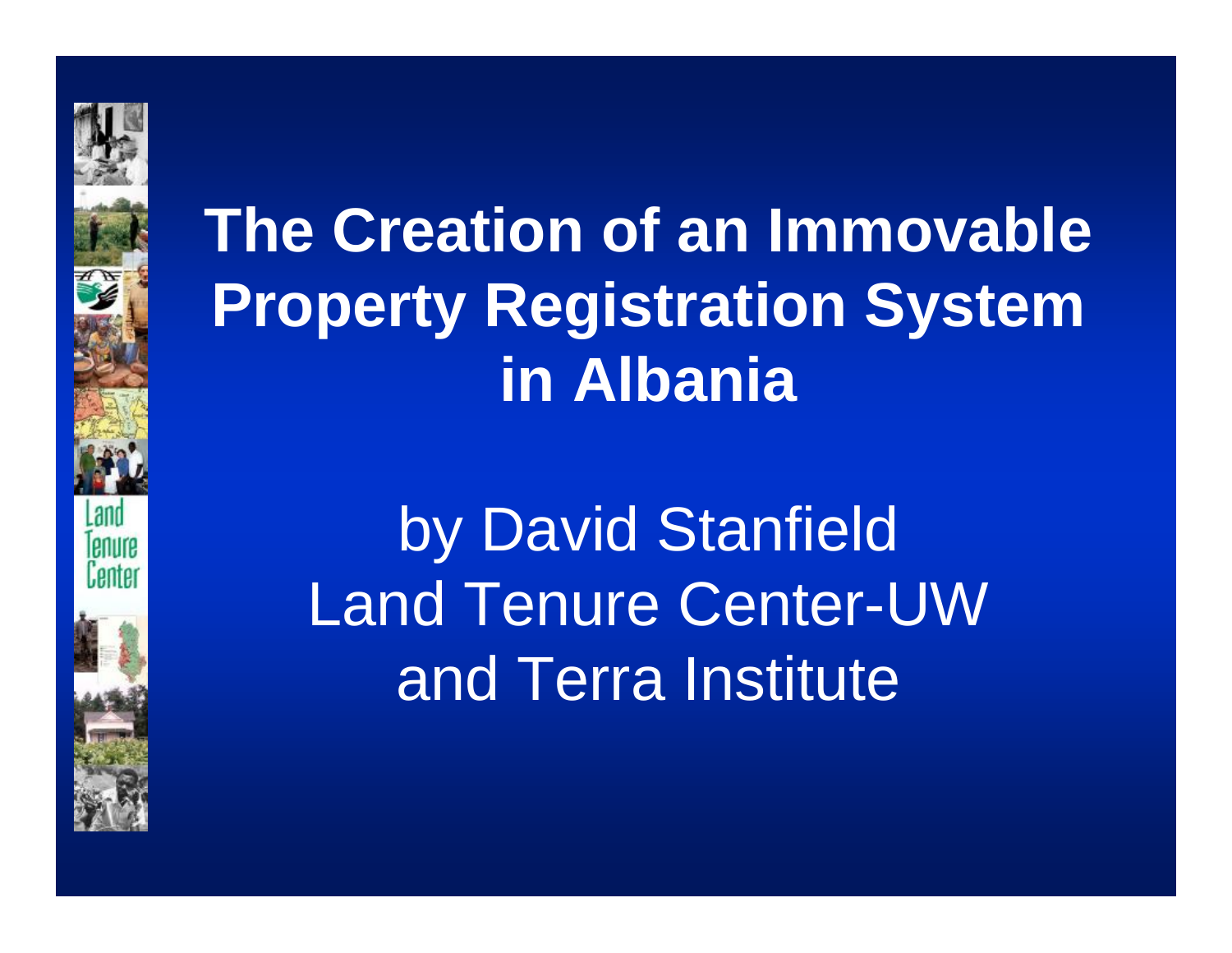# The Creation of an Immovable Property Registration System in Albania

by David Stanfield
Land Tenure Center-UW
and Terra Institute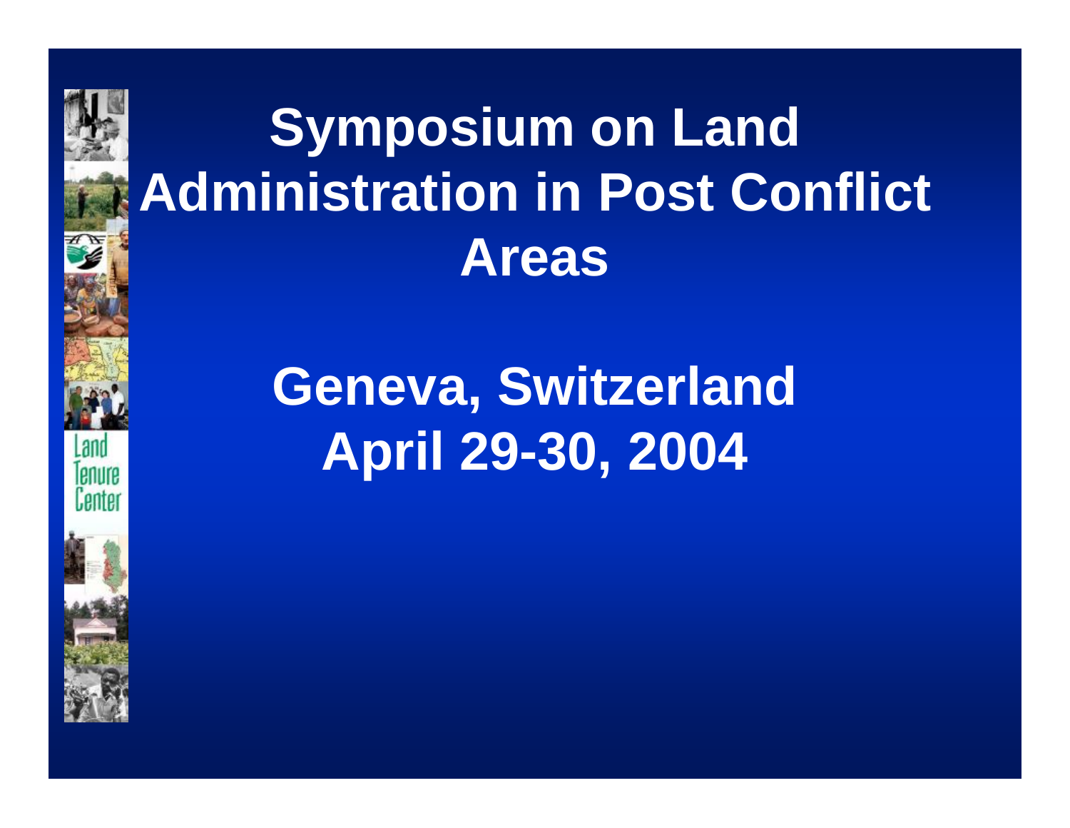# Symposium on Land Administration in Post Conflict Areas

## Geneva, Switzerland
## April 29-30, 2004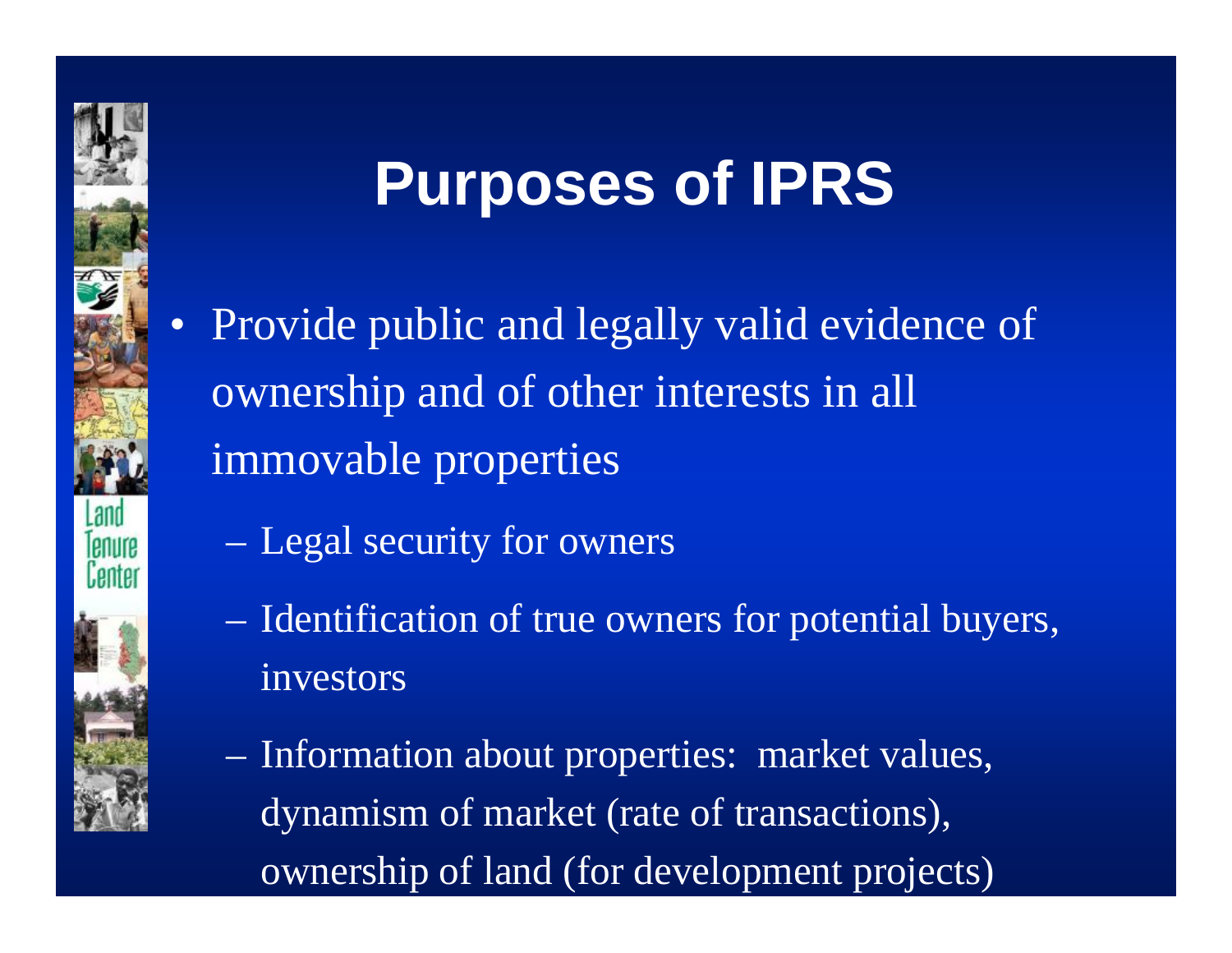# Purposes of IPRS

- Provide public and legally valid evidence of ownership and of other interests in all immovable properties
  - Legal security for owners
  - Identification of true owners for potential buyers, investors
  - Information about properties: market values, dynamism of market (rate of transactions), ownership of land (for development projects)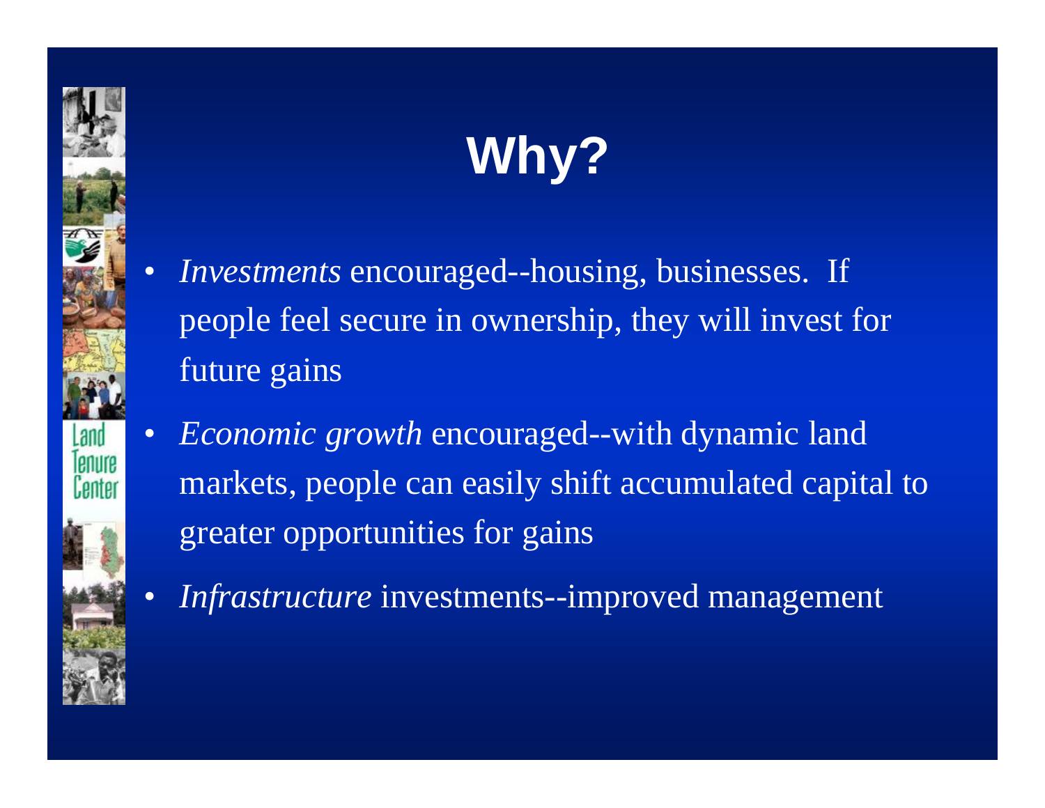# Why?

- *Investments* encouraged--housing, businesses. If people feel secure in ownership, they will invest for future gains
- *Economic growth* encouraged--with dynamic land markets, people can easily shift accumulated capital to greater opportunities for gains
- *Infrastructure* investments--improved management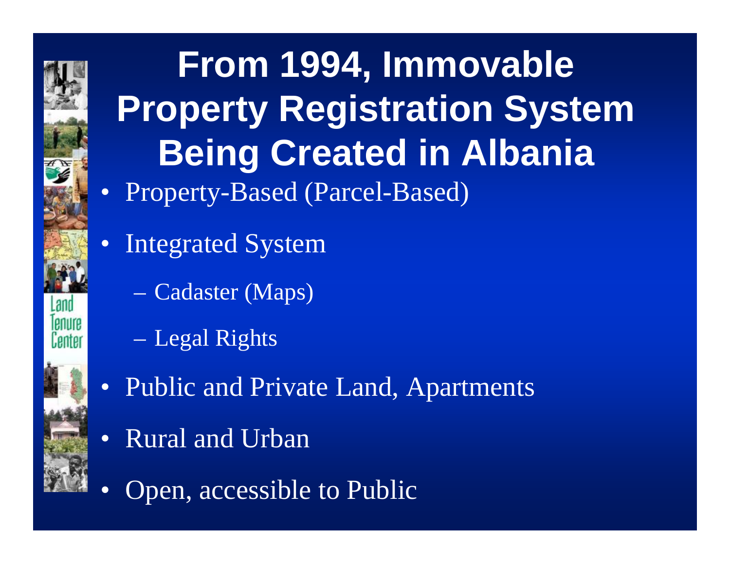# From 1994, Immovable Property Registration System Being Created in Albania

- Property-Based (Parcel-Based)
- Integrated System
  - Cadaster (Maps)
  - Legal Rights
- Public and Private Land, Apartments
- Rural and Urban
- Open, accessible to Public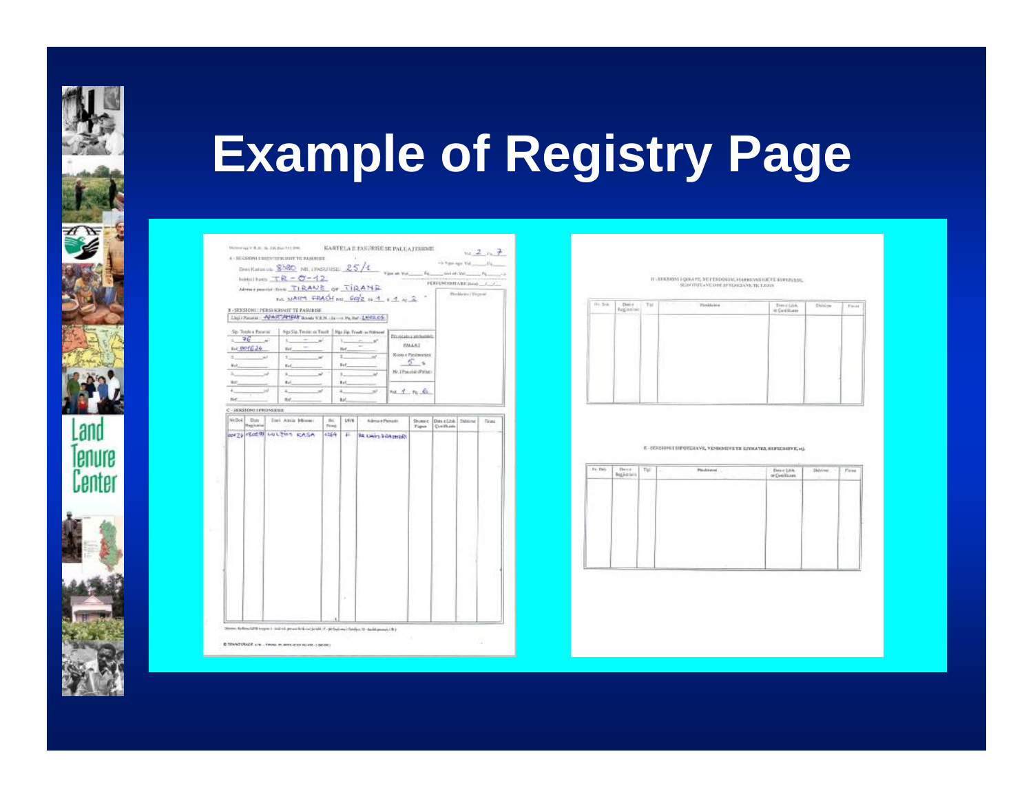# Example of Registry Page

Land Tenure Center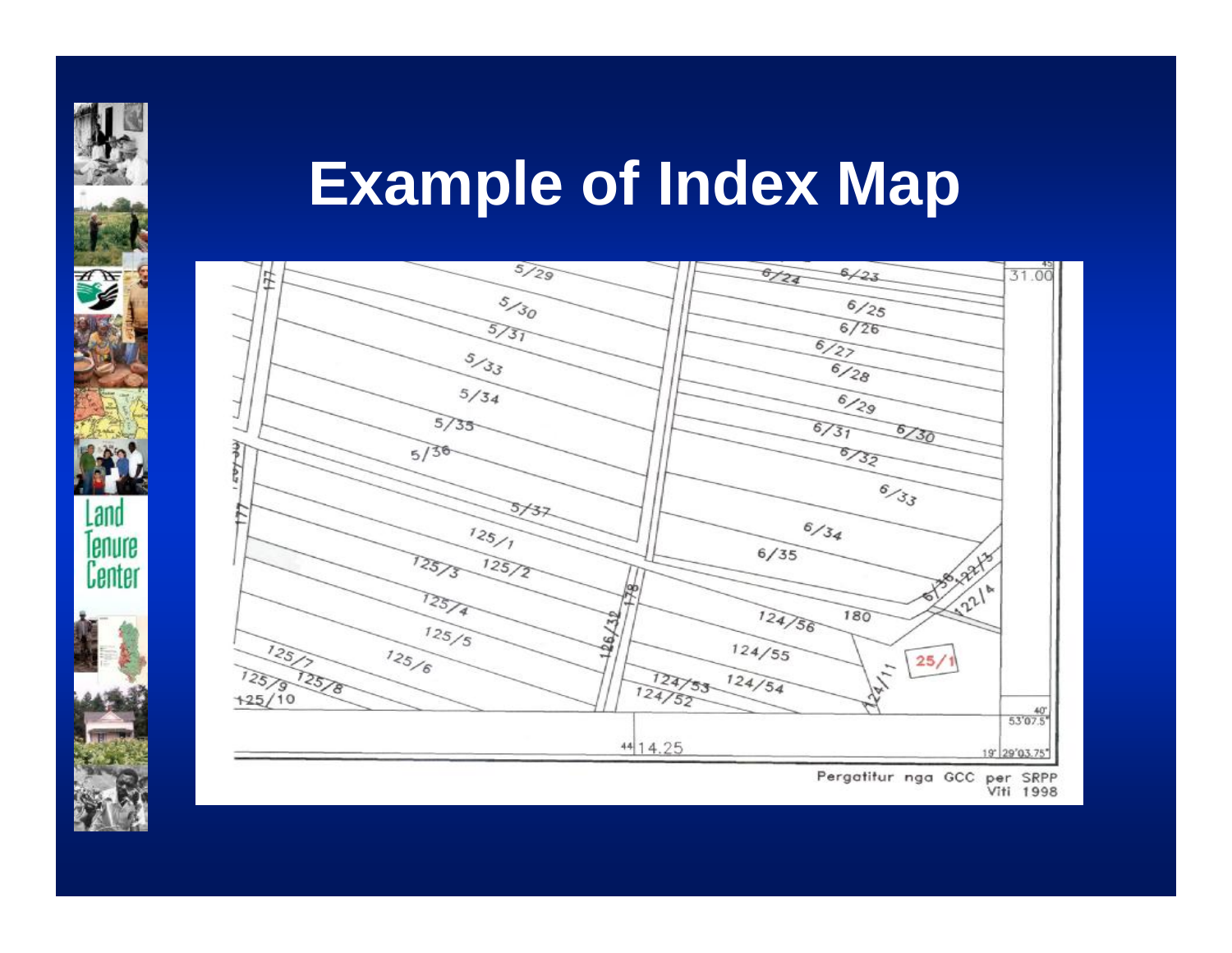# Example of Index Map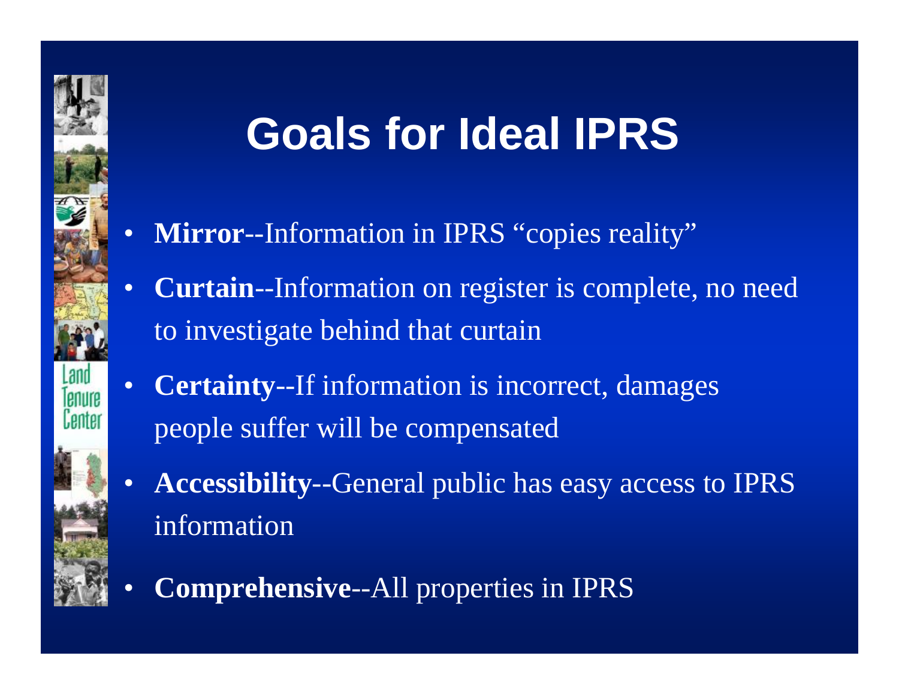# Goals for Ideal IPRS

- **Mirror**--Information in IPRS "copies reality"
- **Curtain**--Information on register is complete, no need to investigate behind that curtain
- **Certainty**--If information is incorrect, damages people suffer will be compensated
- **Accessibility**--General public has easy access to IPRS information
- **Comprehensive**--All properties in IPRS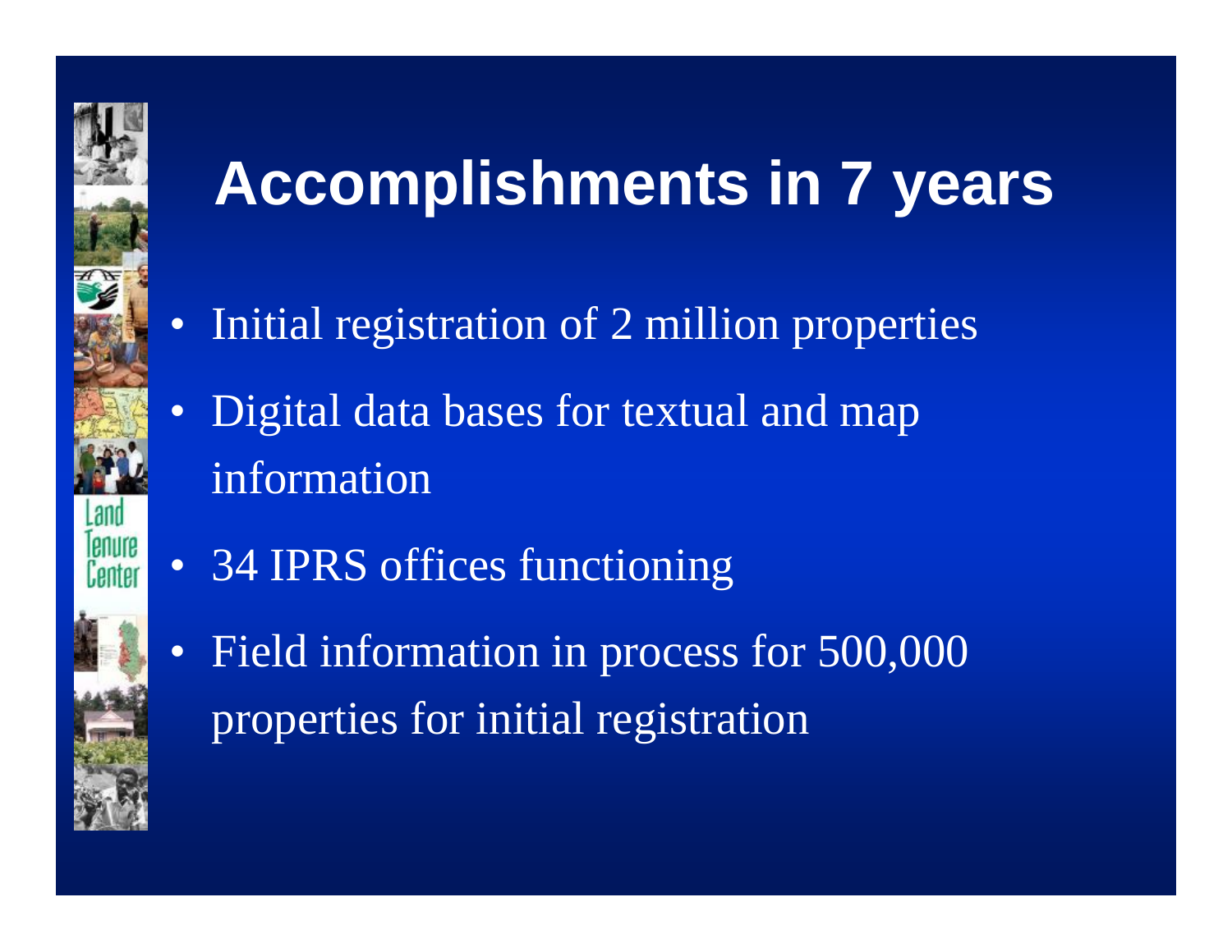# Accomplishments in 7 years

- Initial registration of 2 million properties
- Digital data bases for textual and map information
- 34 IPRS offices functioning
- Field information in process for 500,000 properties for initial registration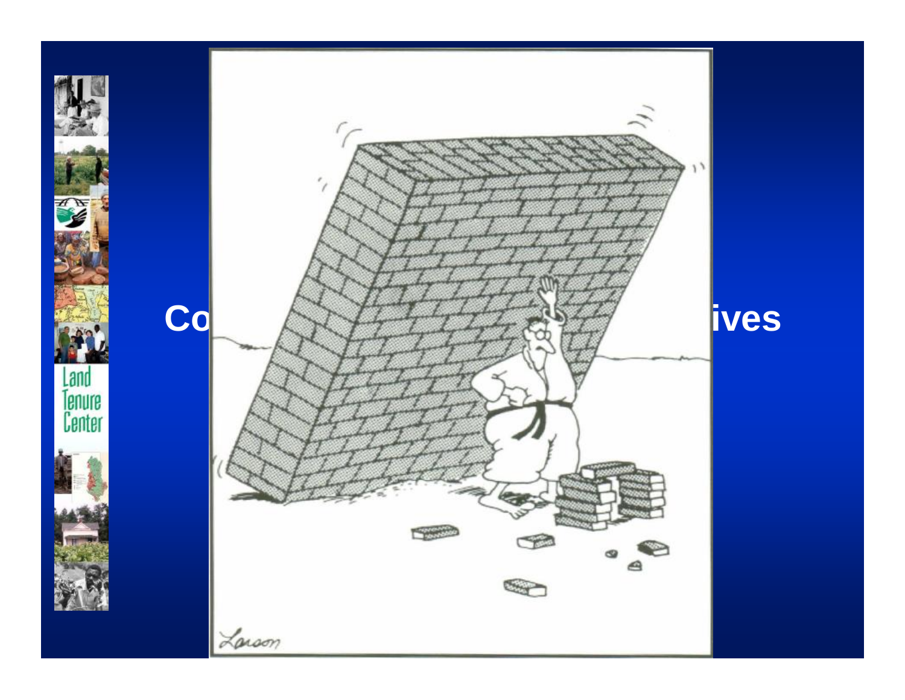Land Tenure Center

# Co... ives

Larson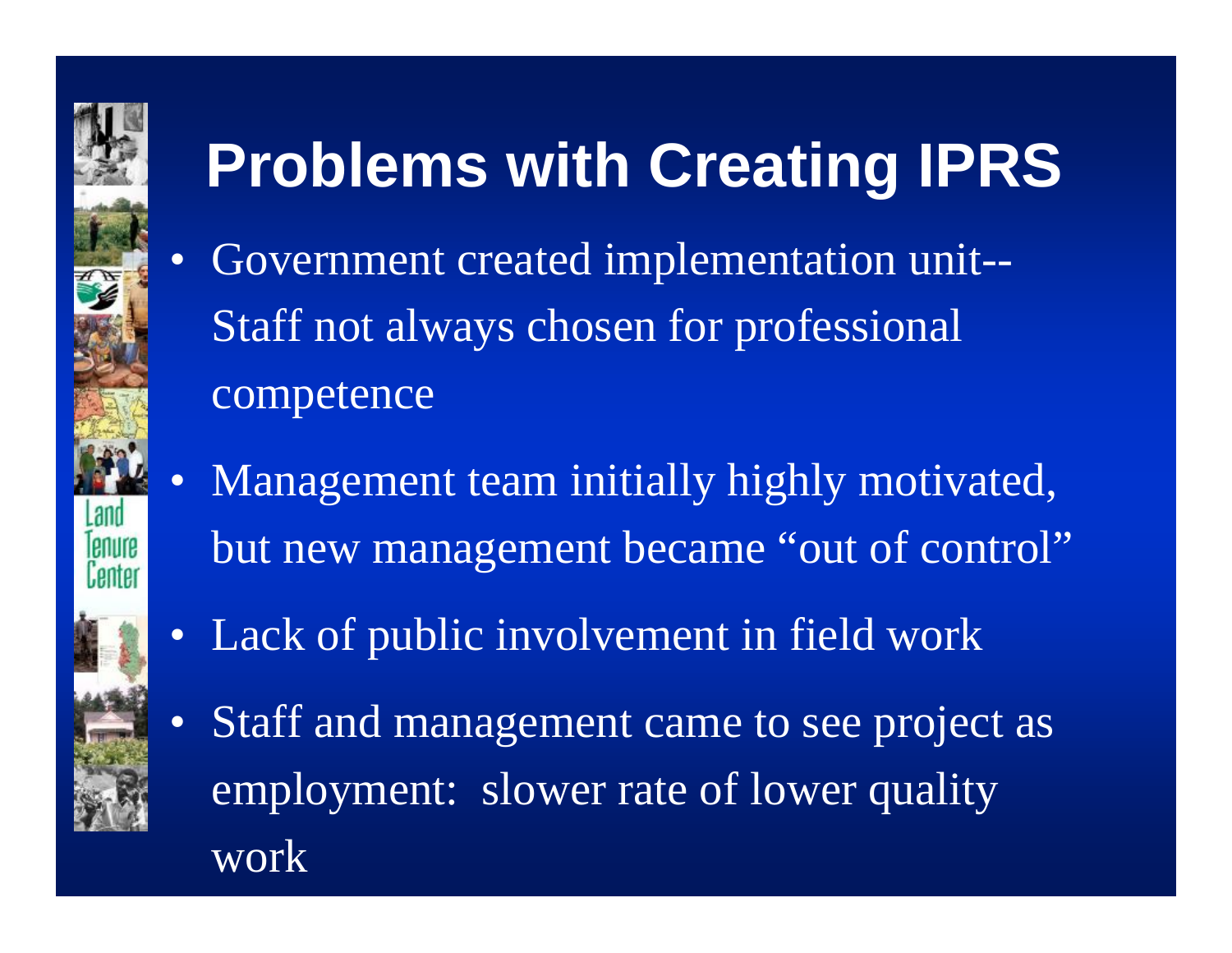# Problems with Creating IPRS

- Government created implementation unit--Staff not always chosen for professional competence
- Management team initially highly motivated, but new management became "out of control"
- Lack of public involvement in field work
- Staff and management came to see project as employment: slower rate of lower quality work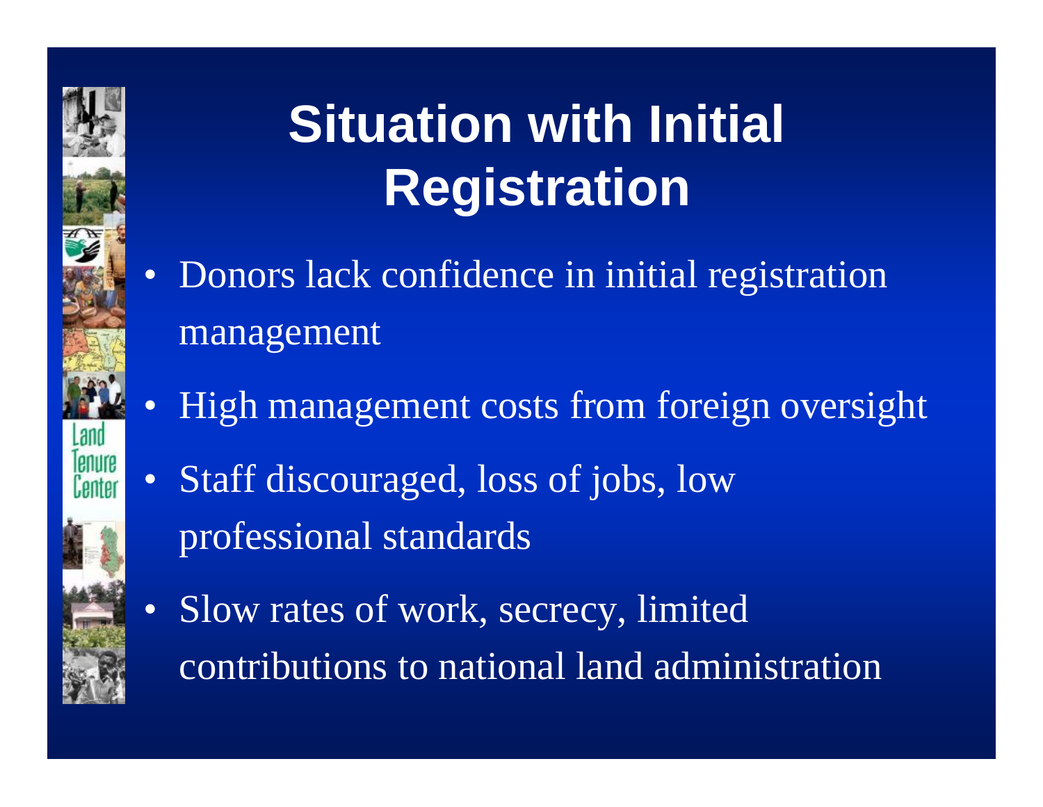# Situation with Initial Registration

- Donors lack confidence in initial registration management
- High management costs from foreign oversight
- Staff discouraged, loss of jobs, low professional standards
- Slow rates of work, secrecy, limited contributions to national land administration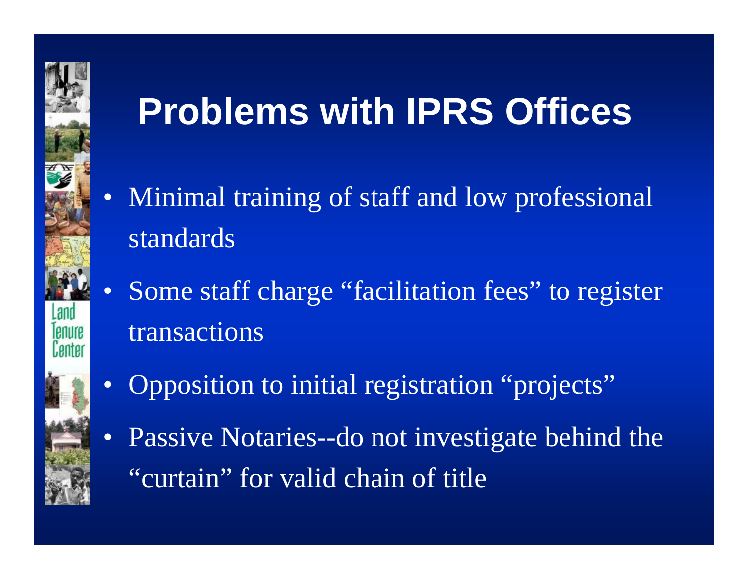# Problems with IPRS Offices

- Minimal training of staff and low professional standards
- Some staff charge “facilitation fees” to register transactions
- Opposition to initial registration “projects”
- Passive Notaries--do not investigate behind the “curtain” for valid chain of title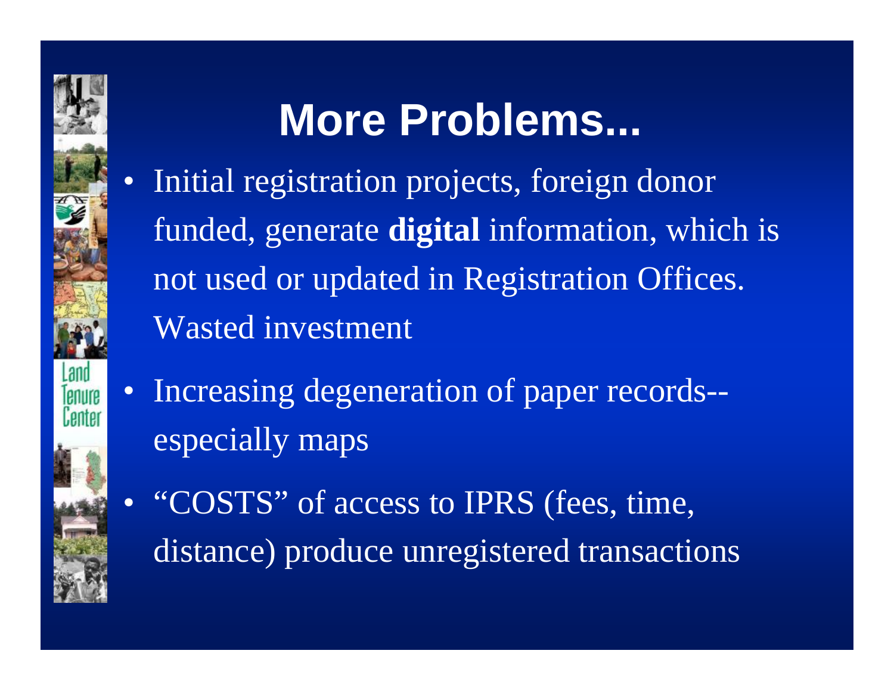# More Problems...

- Initial registration projects, foreign donor funded, generate **digital** information, which is not used or updated in Registration Offices. Wasted investment
- Increasing degeneration of paper records--especially maps
- "COSTS" of access to IPRS (fees, time, distance) produce unregistered transactions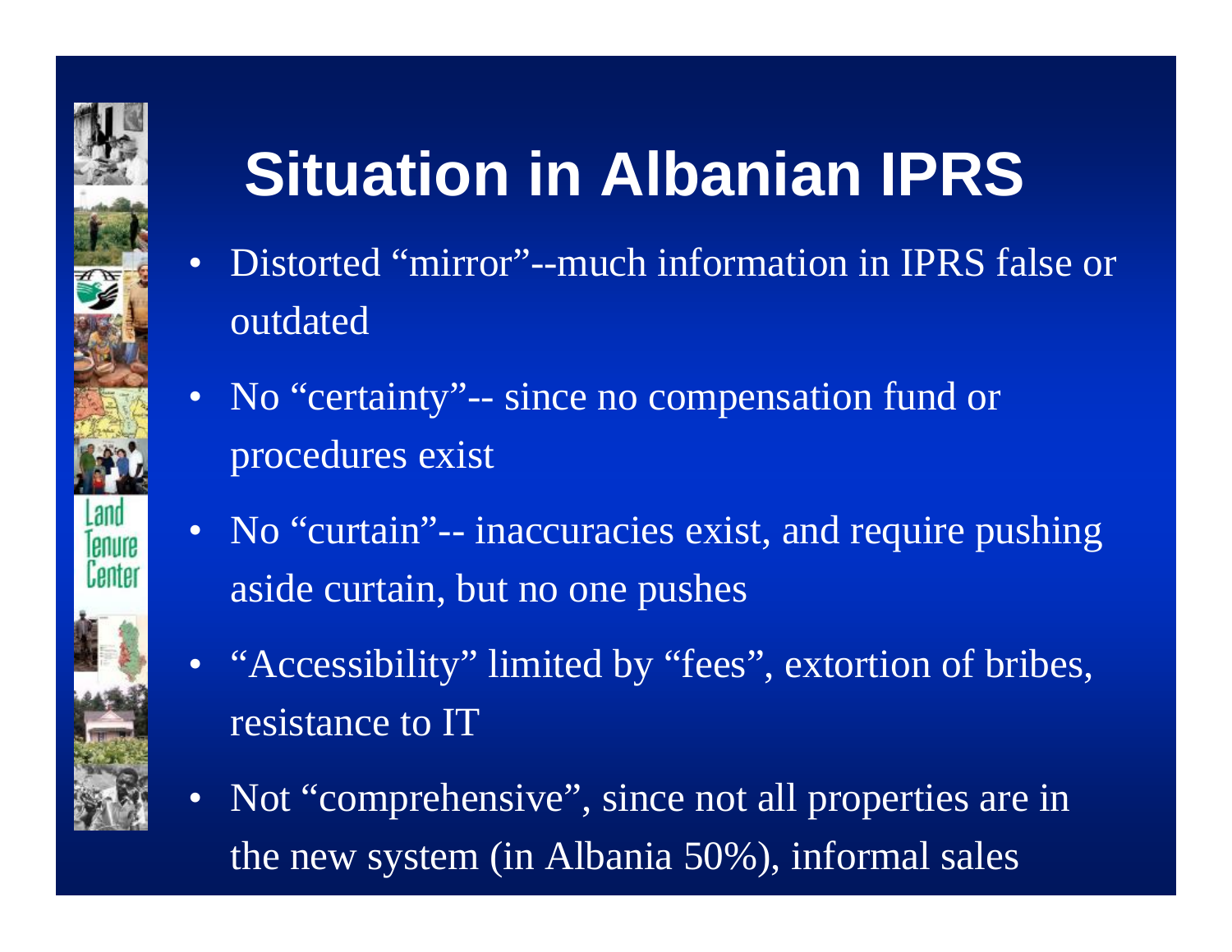# Situation in Albanian IPRS

- Distorted "mirror"--much information in IPRS false or outdated
- No "certainty"-- since no compensation fund or procedures exist
- No "curtain"-- inaccuracies exist, and require pushing aside curtain, but no one pushes
- "Accessibility" limited by "fees", extortion of bribes, resistance to IT
- Not "comprehensive", since not all properties are in the new system (in Albania 50%), informal sales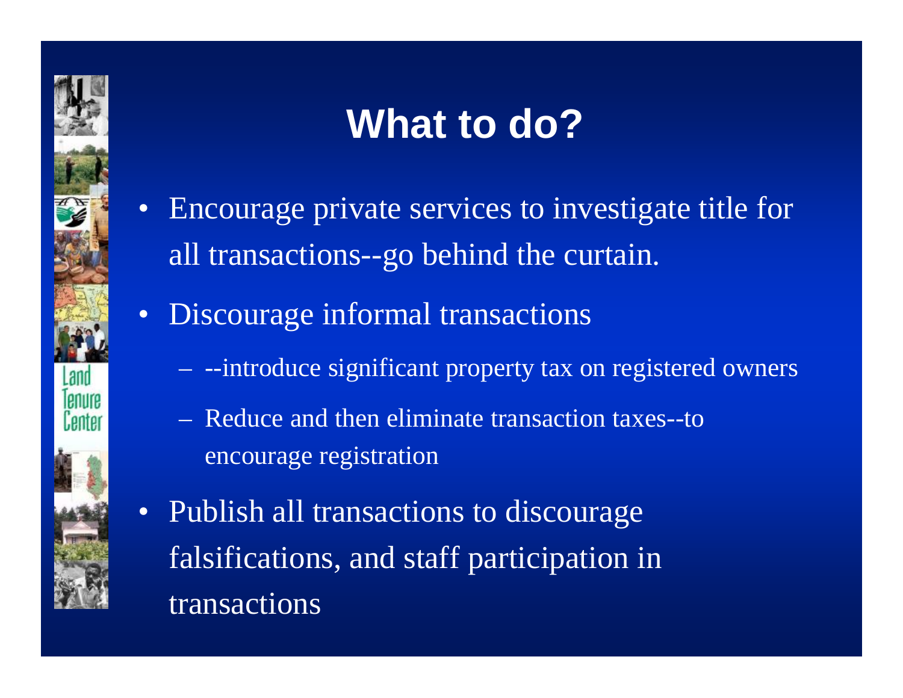# What to do?

- Encourage private services to investigate title for all transactions--go behind the curtain.
- Discourage informal transactions
  - --introduce significant property tax on registered owners
  - Reduce and then eliminate transaction taxes--to encourage registration
- Publish all transactions to discourage falsifications, and staff participation in transactions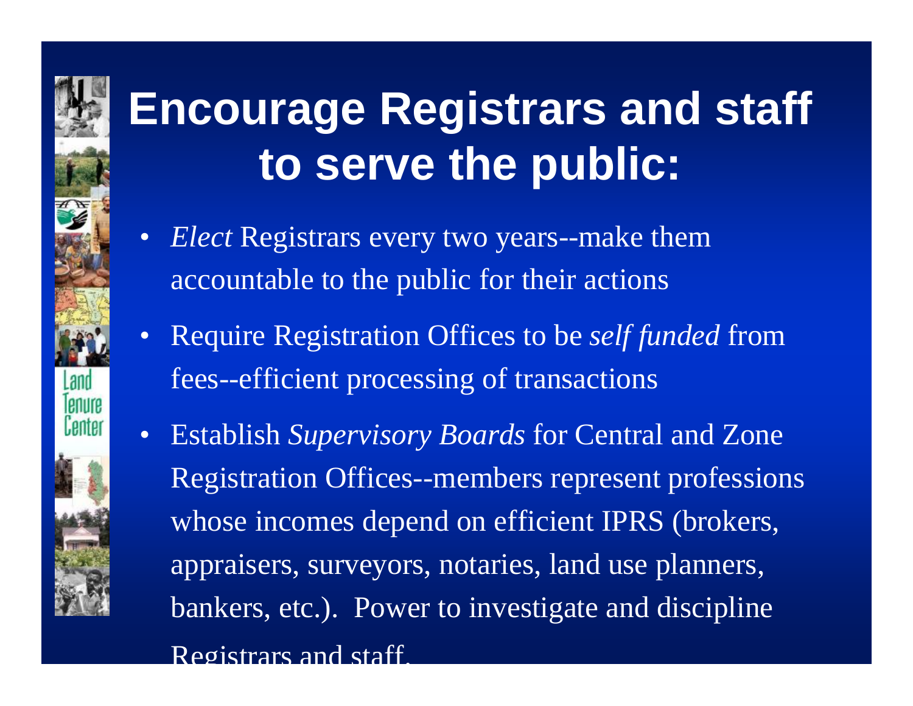# Encourage Registrars and staff to serve the public:

- *Elect* Registrars every two years--make them accountable to the public for their actions
- Require Registration Offices to be *self funded* from fees--efficient processing of transactions
- Establish *Supervisory Boards* for Central and Zone Registration Offices--members represent professions whose incomes depend on efficient IPRS (brokers, appraisers, surveyors, notaries, land use planners, bankers, etc.). Power to investigate and discipline Registrars and staff.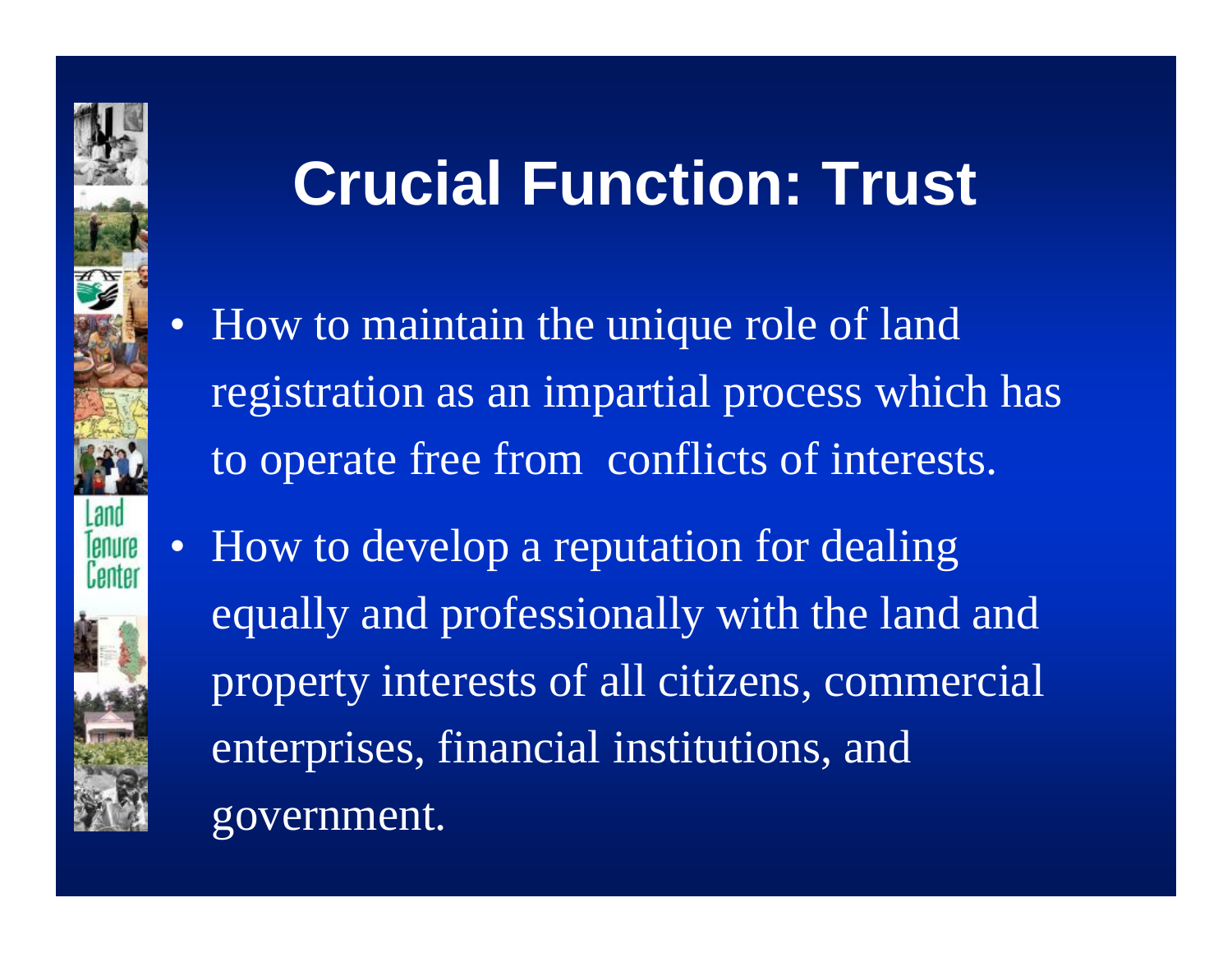# Crucial Function: Trust

- How to maintain the unique role of land registration as an impartial process which has to operate free from conflicts of interests.
- How to develop a reputation for dealing equally and professionally with the land and property interests of all citizens, commercial enterprises, financial institutions, and government.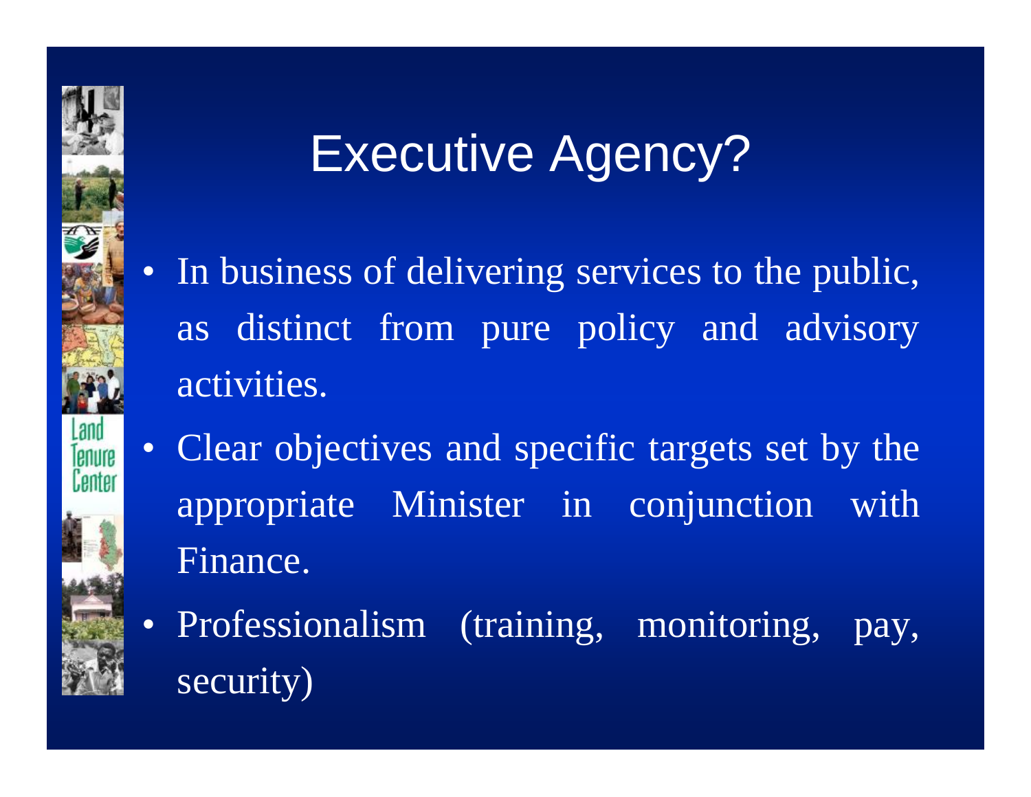# Executive Agency?

- In business of delivering services to the public, as distinct from pure policy and advisory activities.
- Clear objectives and specific targets set by the appropriate Minister in conjunction with Finance.
- Professionalism (training, monitoring, pay, security)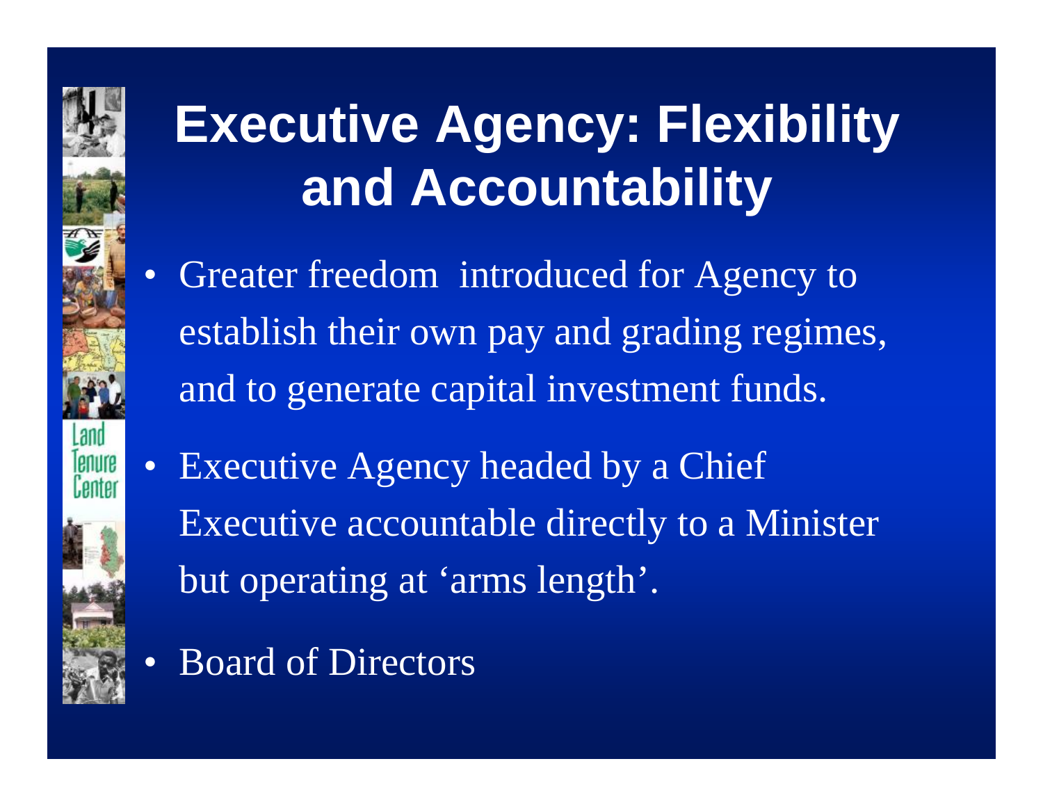# Executive Agency: Flexibility and Accountability

- Greater freedom introduced for Agency to establish their own pay and grading regimes, and to generate capital investment funds.
- Executive Agency headed by a Chief Executive accountable directly to a Minister but operating at 'arms length'.
- Board of Directors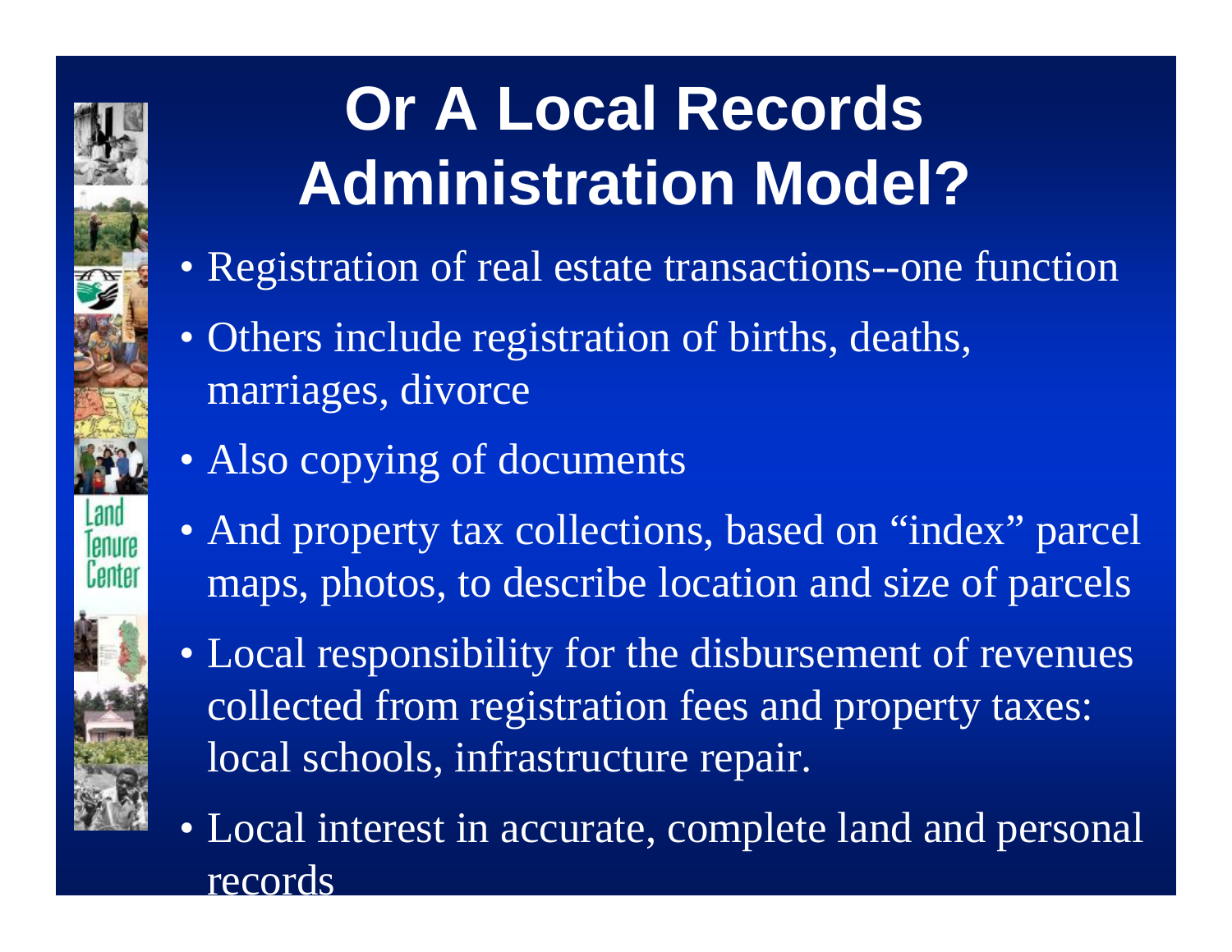# Or A Local Records Administration Model?

- Registration of real estate transactions--one function
- Others include registration of births, deaths, marriages, divorce
- Also copying of documents
- And property tax collections, based on “index” parcel maps, photos, to describe location and size of parcels
- Local responsibility for the disbursement of revenues collected from registration fees and property taxes: local schools, infrastructure repair.
- Local interest in accurate, complete land and personal records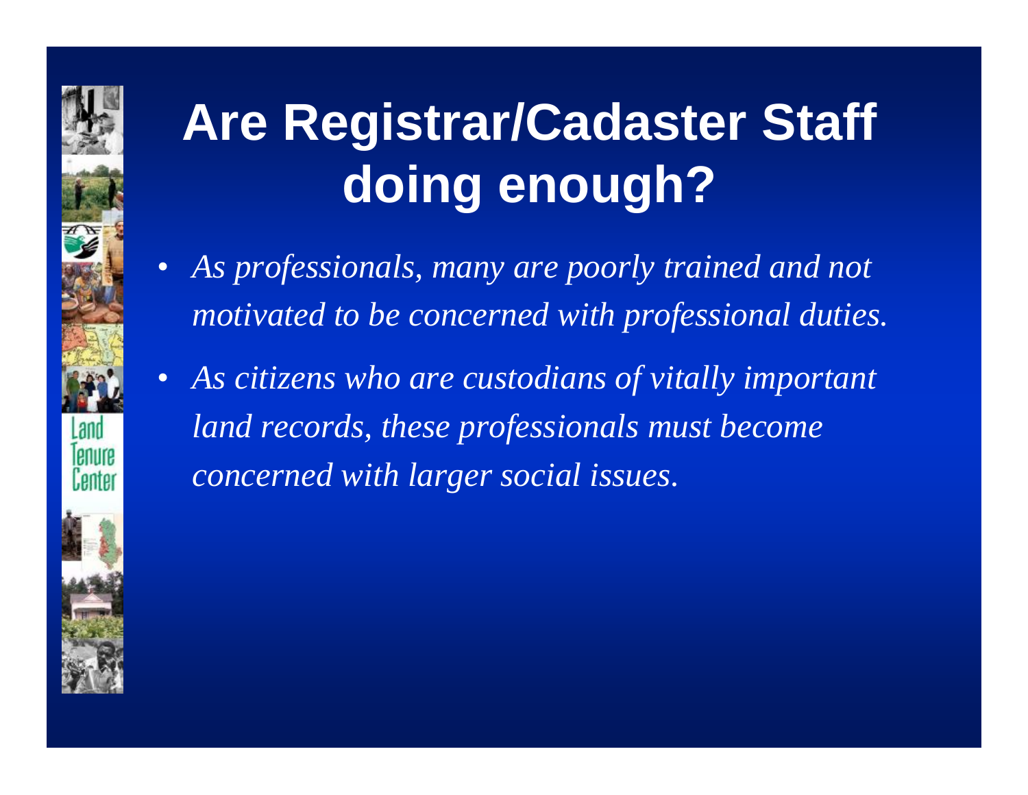# Are Registrar/Cadaster Staff doing enough?

- *As professionals, many are poorly trained and not motivated to be concerned with professional duties.*
- *As citizens who are custodians of vitally important land records, these professionals must become concerned with larger social issues.*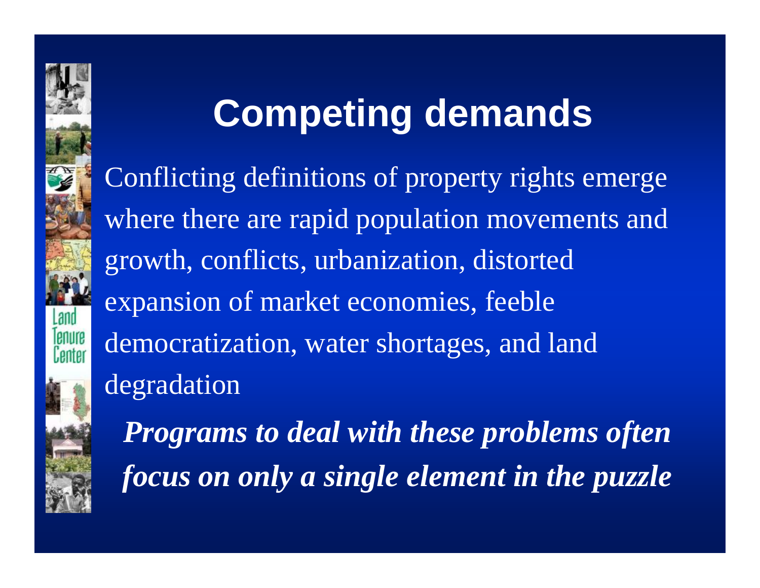# Competing demands

Conflicting definitions of property rights emerge where there are rapid population movements and growth, conflicts, urbanization, distorted expansion of market economies, feeble democratization, water shortages, and land degradation

***Programs to deal with these problems often focus on only a single element in the puzzle***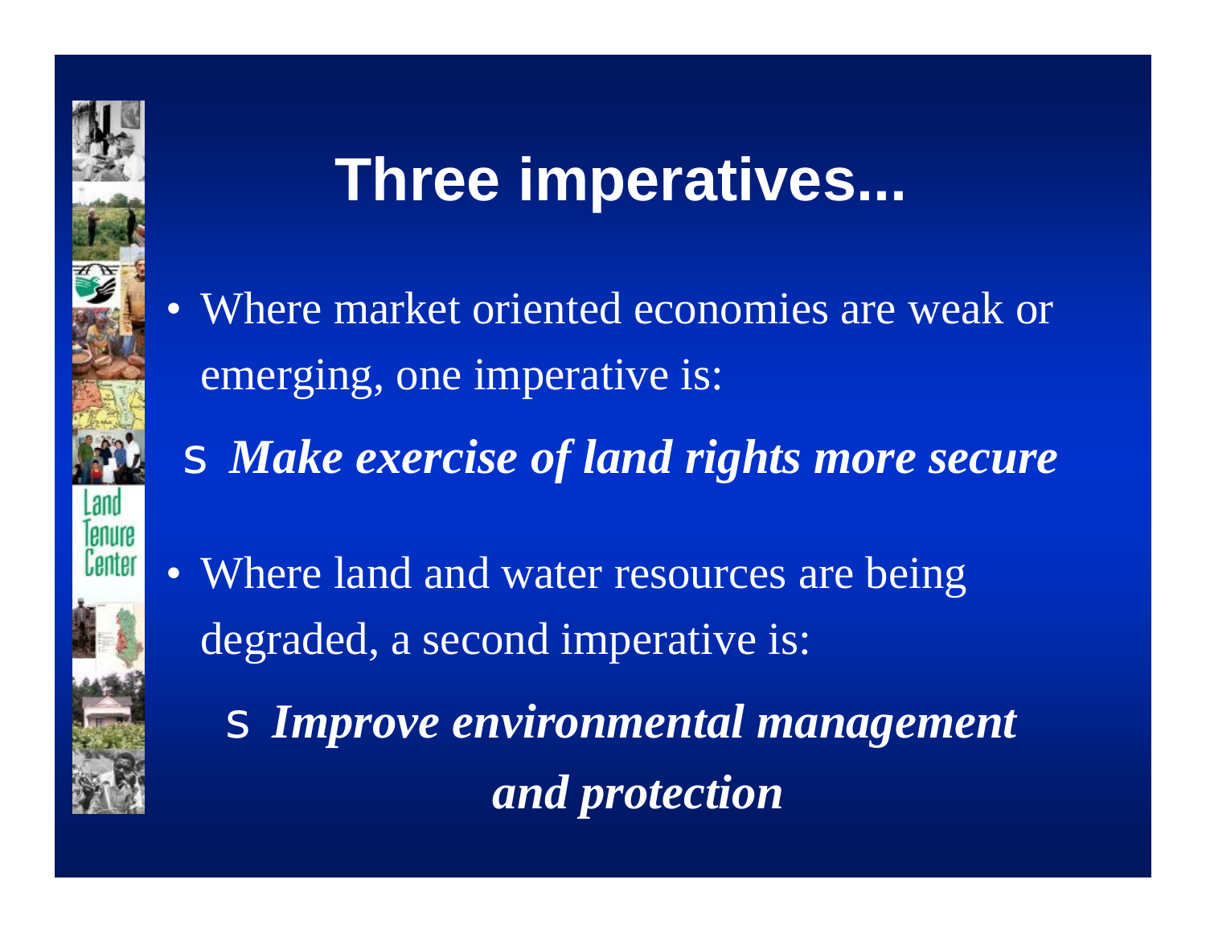# Three imperatives...

- Where market oriented economies are weak or emerging, one imperative is:
  - ***Make exercise of land rights more secure***
- Where land and water resources are being degraded, a second imperative is:
  - ***Improve environmental management and protection***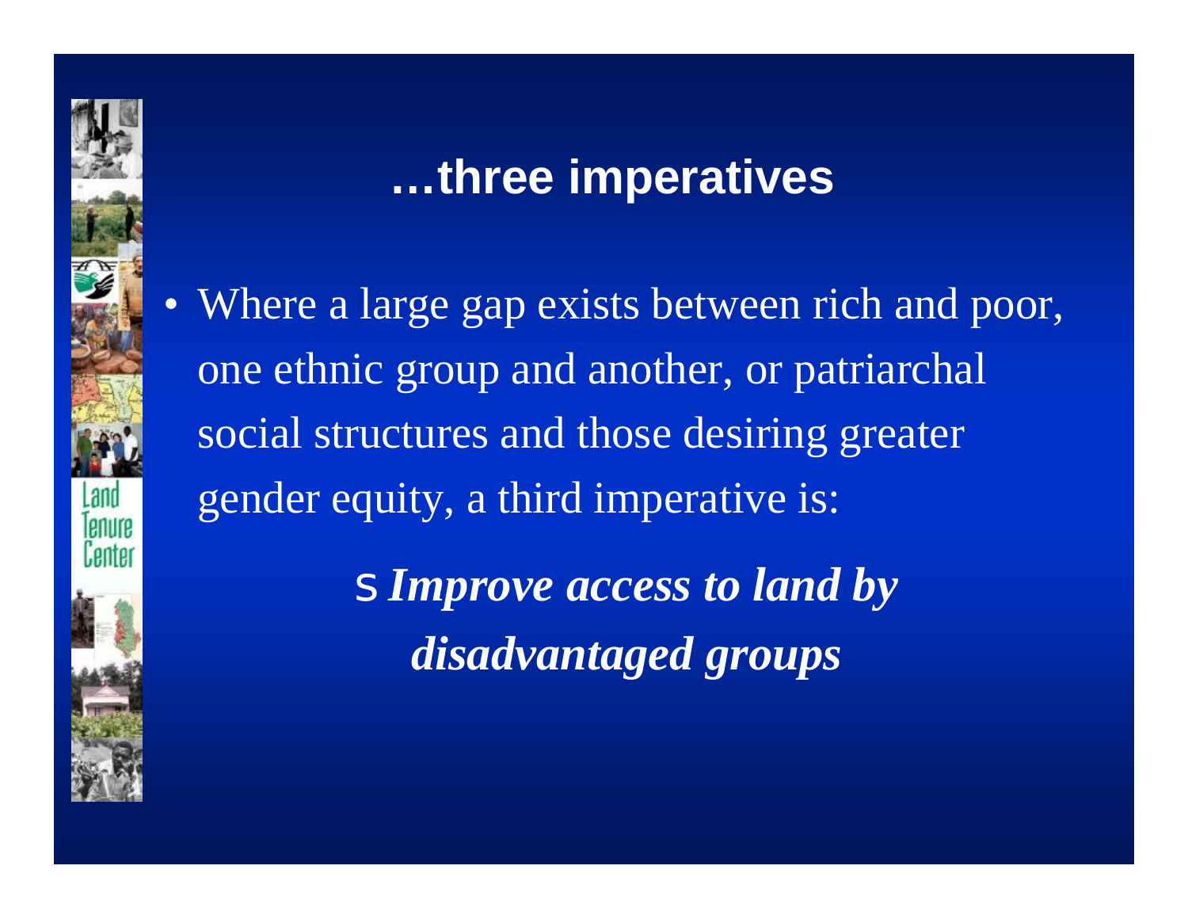## …three imperatives

- Where a large gap exists between rich and poor, one ethnic group and another, or patriarchal social structures and those desiring greater gender equity, a third imperative is:
  - ***Improve access to land by disadvantaged groups***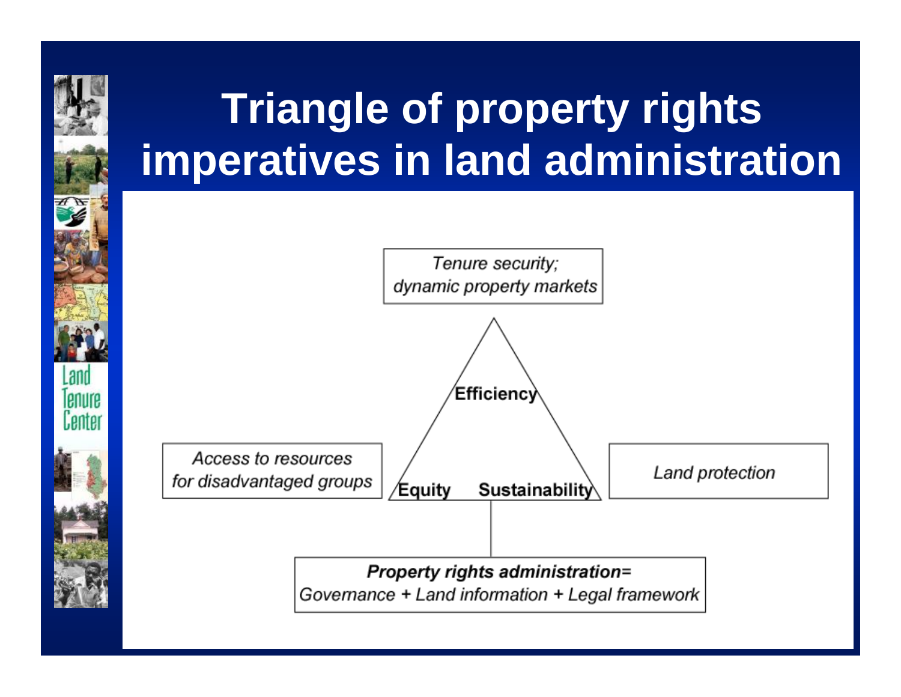# Triangle of property rights imperatives in land administration

*Tenure security;*
*dynamic property markets*

**Efficiency**

*Access to resources*
*for disadvantaged groups*

**Equity**

**Sustainability**

*Land protection*

***Property rights administration=***
*Governance + Land information + Legal framework*

Land
Tenure
Center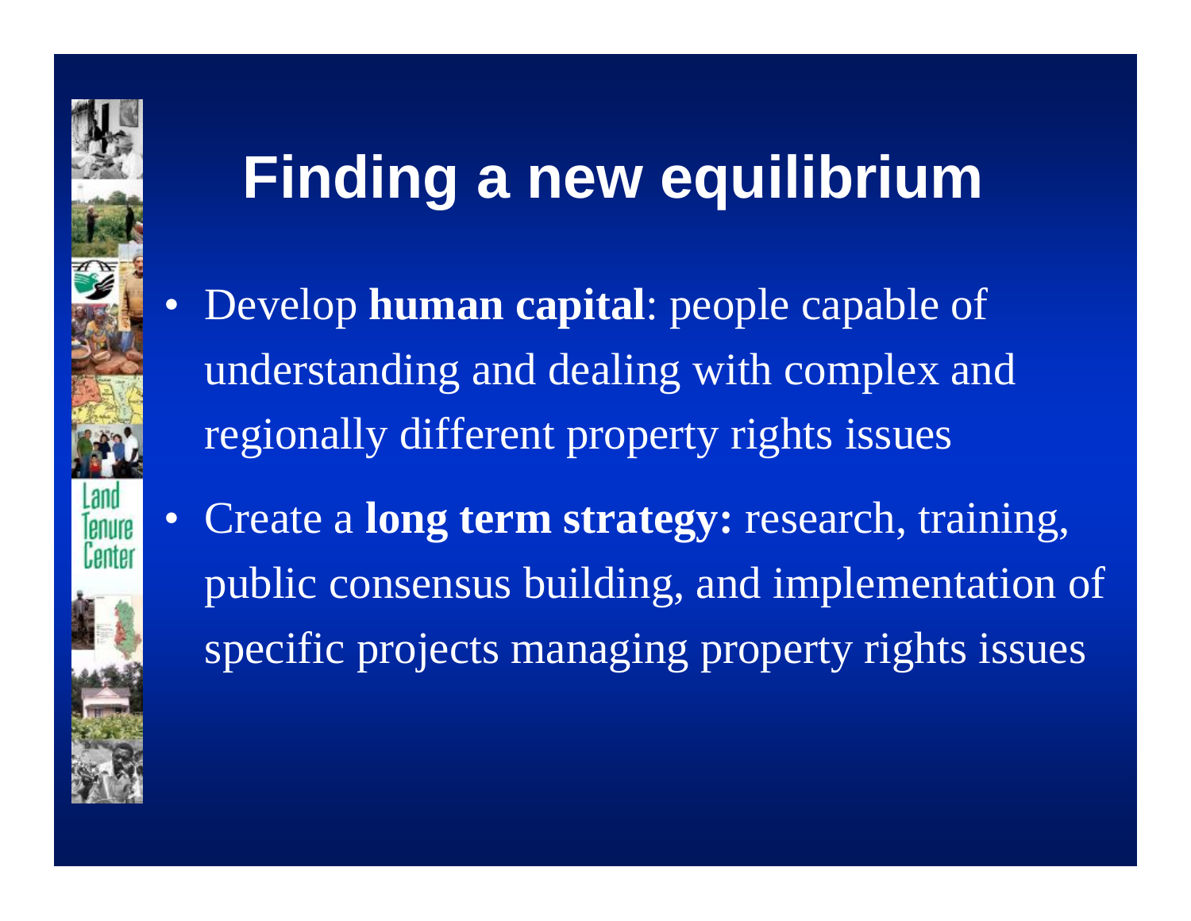# Finding a new equilibrium

- Develop **human capital**: people capable of understanding and dealing with complex and regionally different property rights issues
- Create a **long term strategy:** research, training, public consensus building, and implementation of specific projects managing property rights issues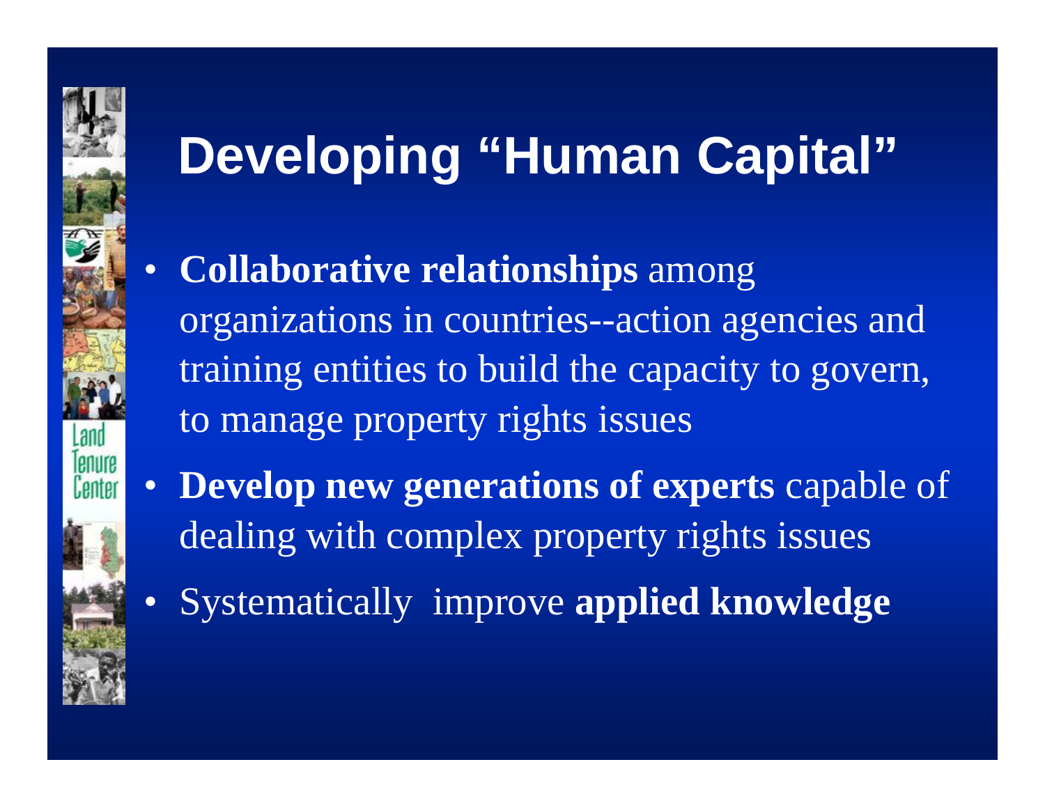# Developing “Human Capital”

- **Collaborative relationships** among organizations in countries--action agencies and training entities to build the capacity to govern, to manage property rights issues
- **Develop new generations of experts** capable of dealing with complex property rights issues
- Systematically improve **applied knowledge**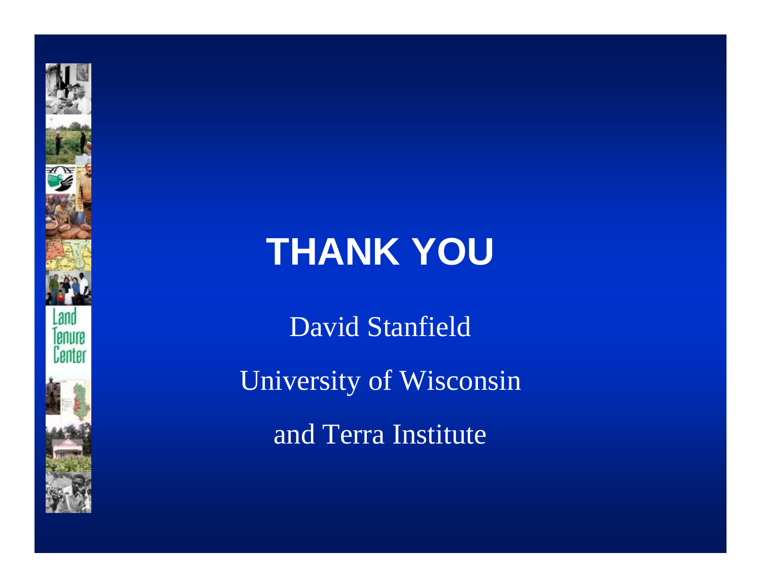# THANK YOU

David Stanfield

University of Wisconsin

and Terra Institute